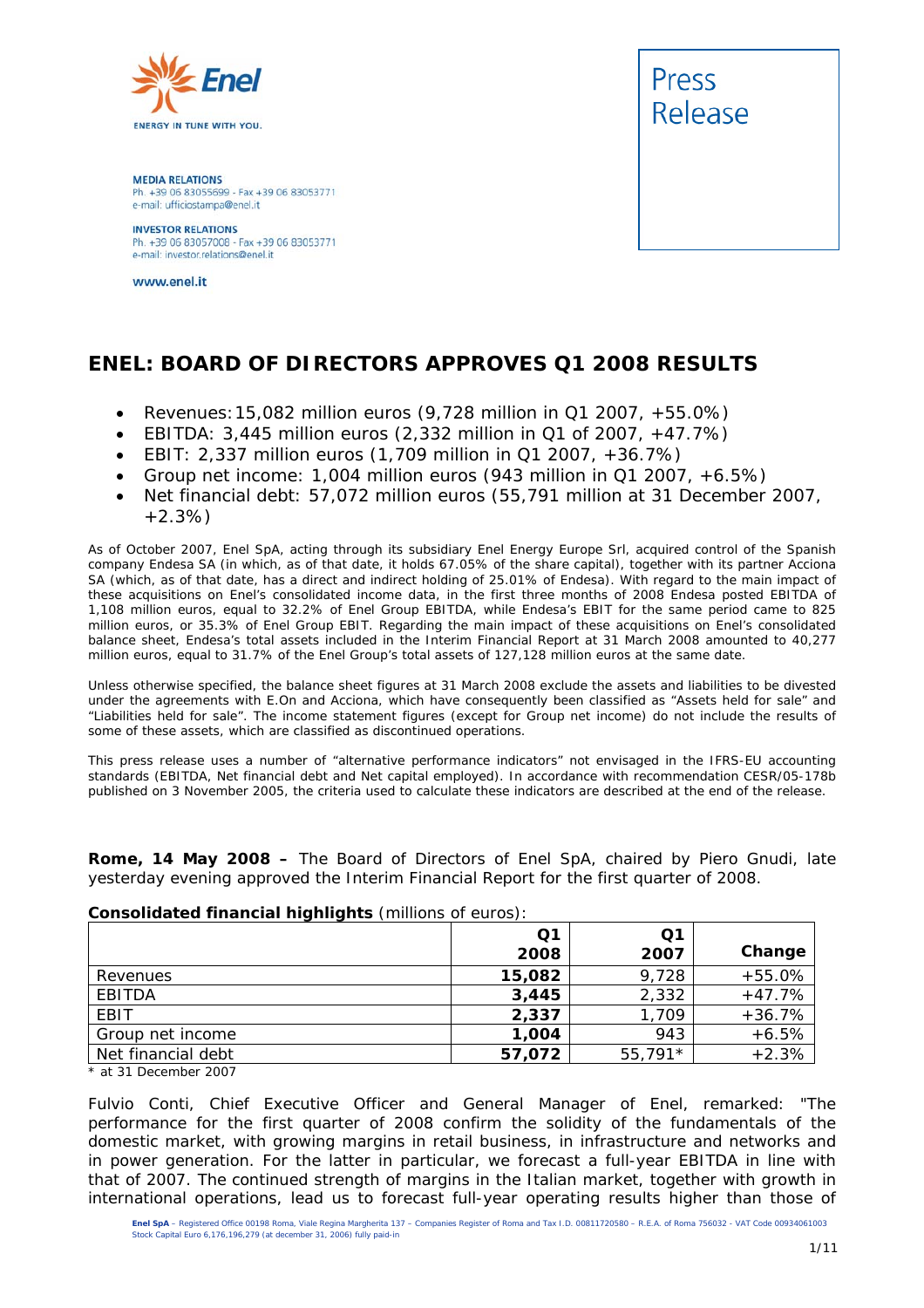Press Release

**MEDIA RELATIONS**
Ph. +39 06 83055699 - Fax +39 06 83053771
e-mail: ufficiostampa@enel.it

**INVESTOR RELATIONS**
Ph. +39 06 83057008 - Fax +39 06 83053771
e-mail: investor.relations@enel.it

www.enel.it

# ENEL: BOARD OF DIRECTORS APPROVES Q1 2008 RESULTS

- Revenues: 15,082 million euros (9,728 million in Q1 2007, +55.0%)
- EBITDA: 3,445 million euros (2,332 million in Q1 of 2007, +47.7%)
- EBIT: 2,337 million euros (1,709 million in Q1 2007, +36.7%)
- Group net income: 1,004 million euros (943 million in Q1 2007, +6.5%)
- Net financial debt: 57,072 million euros (55,791 million at 31 December 2007, +2.3%)

As of October 2007, Enel SpA, acting through its subsidiary Enel Energy Europe Srl, acquired control of the Spanish company Endesa SA (in which, as of that date, it holds 67.05% of the share capital), together with its partner Acciona SA (which, as of that date, has a direct and indirect holding of 25.01% of Endesa). With regard to the main impact of these acquisitions on Enel's consolidated income data, in the first three months of 2008 Endesa posted EBITDA of 1,108 million euros, equal to 32.2% of Enel Group EBITDA, while Endesa's EBIT for the same period came to 825 million euros, or 35.3% of Enel Group EBIT. Regarding the main impact of these acquisitions on Enel's consolidated balance sheet, Endesa's total assets included in the Interim Financial Report at 31 March 2008 amounted to 40,277 million euros, equal to 31.7% of the Enel Group's total assets of 127,128 million euros at the same date.

Unless otherwise specified, the balance sheet figures at 31 March 2008 exclude the assets and liabilities to be divested under the agreements with E.On and Acciona, which have consequently been classified as "Assets held for sale" and "Liabilities held for sale". The income statement figures (except for Group net income) do not include the results of some of these assets, which are classified as discontinued operations.

This press release uses a number of "alternative performance indicators" not envisaged in the IFRS-EU accounting standards (EBITDA, Net financial debt and Net capital employed). In accordance with recommendation CESR/05-178b published on 3 November 2005, the criteria used to calculate these indicators are described at the end of the release.

**Rome, 14 May 2008 –** The Board of Directors of Enel SpA, chaired by Piero Gnudi, late yesterday evening approved the Interim Financial Report for the first quarter of 2008.

**Consolidated financial highlights** (millions of euros):

| | Q1 2008 | Q1 2007 | Change |
|---|---|---|---|
| Revenues | **15,082** | 9,728 | +55.0% |
| EBITDA | **3,445** | 2,332 | +47.7% |
| EBIT | **2,337** | 1,709 | +36.7% |
| Group net income | **1,004** | 943 | +6.5% |
| Net financial debt | **57,072** | 55,791* | +2.3% |

\* at 31 December 2007

Fulvio Conti, Chief Executive Officer and General Manager of Enel, remarked: "The performance for the first quarter of 2008 confirm the solidity of the fundamentals of the domestic market, with growing margins in retail business, in infrastructure and networks and in power generation. For the latter in particular, we forecast a full-year EBITDA in line with that of 2007. The continued strength of margins in the Italian market, together with growth in international operations, lead us to forecast full-year operating results higher than those of

Enel SpA – Registered Office 00198 Roma, Viale Regina Margherita 137 – Companies Register of Roma and Tax I.D. 00811720580 – R.E.A. of Roma 756032 – VAT Code 00934061003
Stock Capital Euro 6,176,196,279 (at december 31, 2006) fully paid-in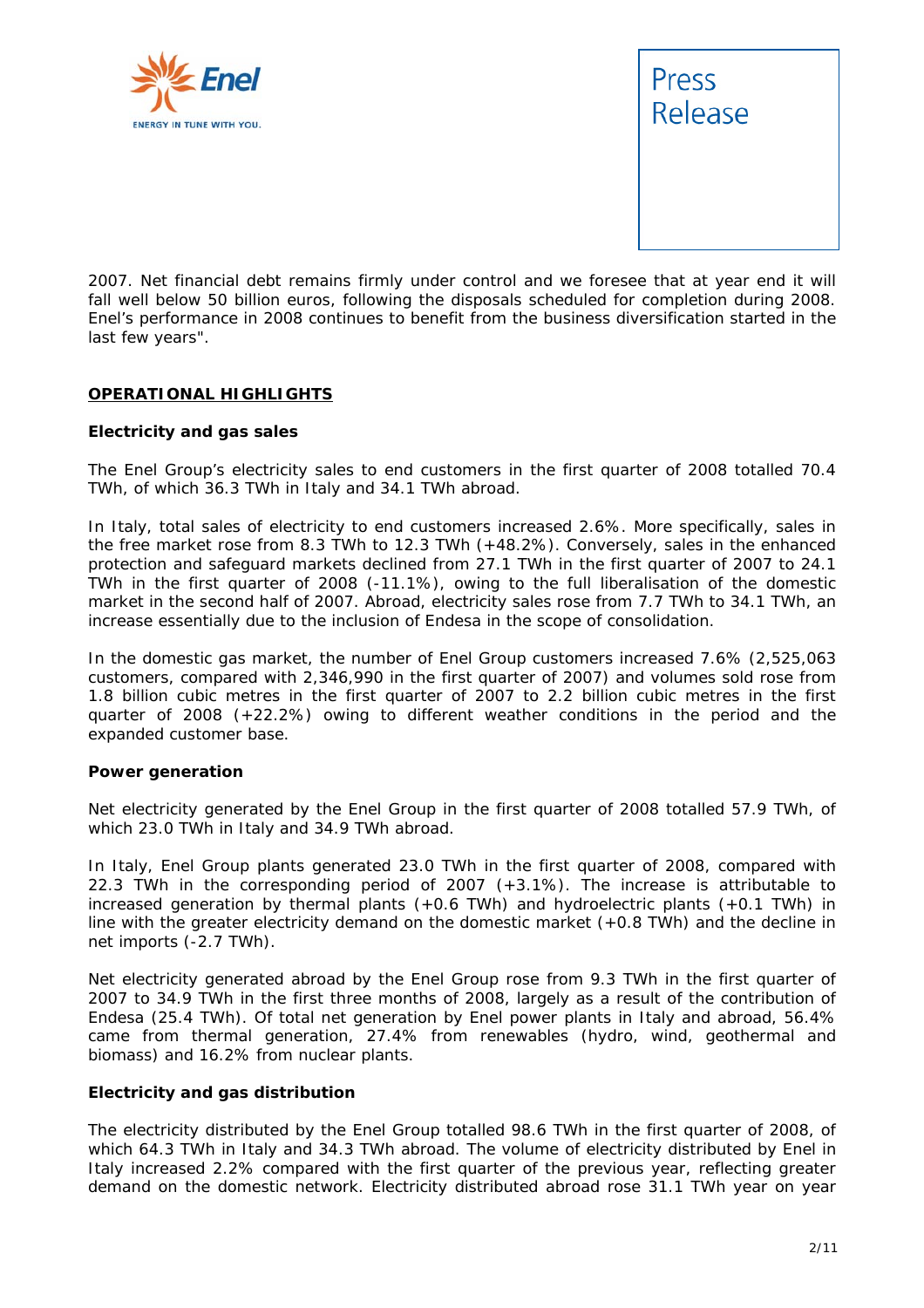2007. Net financial debt remains firmly under control and we foresee that at year end it will fall well below 50 billion euros, following the disposals scheduled for completion during 2008. Enel's performance in 2008 continues to benefit from the business diversification started in the last few years".

## OPERATIONAL HIGHLIGHTS

### Electricity and gas sales

The Enel Group's electricity sales to end customers in the first quarter of 2008 totalled 70.4 TWh, of which 36.3 TWh in Italy and 34.1 TWh abroad.

In Italy, total sales of electricity to end customers increased 2.6%. More specifically, sales in the free market rose from 8.3 TWh to 12.3 TWh (+48.2%). Conversely, sales in the enhanced protection and safeguard markets declined from 27.1 TWh in the first quarter of 2007 to 24.1 TWh in the first quarter of 2008 (-11.1%), owing to the full liberalisation of the domestic market in the second half of 2007. Abroad, electricity sales rose from 7.7 TWh to 34.1 TWh, an increase essentially due to the inclusion of Endesa in the scope of consolidation.

In the domestic gas market, the number of Enel Group customers increased 7.6% (2,525,063 customers, compared with 2,346,990 in the first quarter of 2007) and volumes sold rose from 1.8 billion cubic metres in the first quarter of 2007 to 2.2 billion cubic metres in the first quarter of 2008 (+22.2%) owing to different weather conditions in the period and the expanded customer base.

### Power generation

Net electricity generated by the Enel Group in the first quarter of 2008 totalled 57.9 TWh, of which 23.0 TWh in Italy and 34.9 TWh abroad.

In Italy, Enel Group plants generated 23.0 TWh in the first quarter of 2008, compared with 22.3 TWh in the corresponding period of 2007 (+3.1%). The increase is attributable to increased generation by thermal plants (+0.6 TWh) and hydroelectric plants (+0.1 TWh) in line with the greater electricity demand on the domestic market (+0.8 TWh) and the decline in net imports (-2.7 TWh).

Net electricity generated abroad by the Enel Group rose from 9.3 TWh in the first quarter of 2007 to 34.9 TWh in the first three months of 2008, largely as a result of the contribution of Endesa (25.4 TWh). Of total net generation by Enel power plants in Italy and abroad, 56.4% came from thermal generation, 27.4% from renewables (hydro, wind, geothermal and biomass) and 16.2% from nuclear plants.

### Electricity and gas distribution

The electricity distributed by the Enel Group totalled 98.6 TWh in the first quarter of 2008, of which 64.3 TWh in Italy and 34.3 TWh abroad. The volume of electricity distributed by Enel in Italy increased 2.2% compared with the first quarter of the previous year, reflecting greater demand on the domestic network. Electricity distributed abroad rose 31.1 TWh year on year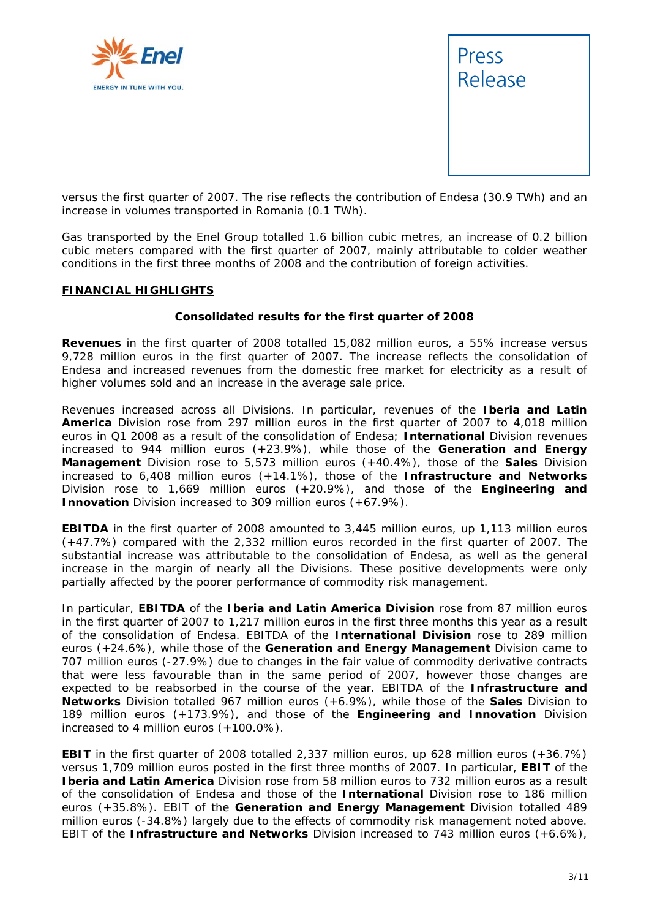versus the first quarter of 2007. The rise reflects the contribution of Endesa (30.9 TWh) and an increase in volumes transported in Romania (0.1 TWh).

Gas transported by the Enel Group totalled 1.6 billion cubic metres, an increase of 0.2 billion cubic meters compared with the first quarter of 2007, mainly attributable to colder weather conditions in the first three months of 2008 and the contribution of foreign activities.

## FINANCIAL HIGHLIGHTS

### Consolidated results for the first quarter of 2008

**Revenues** in the first quarter of 2008 totalled 15,082 million euros, a 55% increase versus 9,728 million euros in the first quarter of 2007. The increase reflects the consolidation of Endesa and increased revenues from the domestic free market for electricity as a result of higher volumes sold and an increase in the average sale price.

Revenues increased across all Divisions. In particular, revenues of the **Iberia and Latin America** Division rose from 297 million euros in the first quarter of 2007 to 4,018 million euros in Q1 2008 as a result of the consolidation of Endesa; **International** Division revenues increased to 944 million euros (+23.9%), while those of the **Generation and Energy Management** Division rose to 5,573 million euros (+40.4%), those of the **Sales** Division increased to 6,408 million euros (+14.1%), those of the **Infrastructure and Networks** Division rose to 1,669 million euros (+20.9%), and those of the **Engineering and Innovation** Division increased to 309 million euros (+67.9%).

**EBITDA** in the first quarter of 2008 amounted to 3,445 million euros, up 1,113 million euros (+47.7%) compared with the 2,332 million euros recorded in the first quarter of 2007. The substantial increase was attributable to the consolidation of Endesa, as well as the general increase in the margin of nearly all the Divisions. These positive developments were only partially affected by the poorer performance of commodity risk management.

In particular, **EBITDA** of the **Iberia and Latin America Division** rose from 87 million euros in the first quarter of 2007 to 1,217 million euros in the first three months this year as a result of the consolidation of Endesa. EBITDA of the **International Division** rose to 289 million euros (+24.6%), while those of the **Generation and Energy Management** Division came to 707 million euros (-27.9%) due to changes in the fair value of commodity derivative contracts that were less favourable than in the same period of 2007, however those changes are expected to be reabsorbed in the course of the year. EBITDA of the **Infrastructure and Networks** Division totalled 967 million euros (+6.9%), while those of the **Sales** Division to 189 million euros (+173.9%), and those of the **Engineering and Innovation** Division increased to 4 million euros (+100.0%).

**EBIT** in the first quarter of 2008 totalled 2,337 million euros, up 628 million euros (+36.7%) versus 1,709 million euros posted in the first three months of 2007. In particular, **EBIT** of the **Iberia and Latin America** Division rose from 58 million euros to 732 million euros as a result of the consolidation of Endesa and those of the **International** Division rose to 186 million euros (+35.8%). EBIT of the **Generation and Energy Management** Division totalled 489 million euros (-34.8%) largely due to the effects of commodity risk management noted above. EBIT of the **Infrastructure and Networks** Division increased to 743 million euros (+6.6%),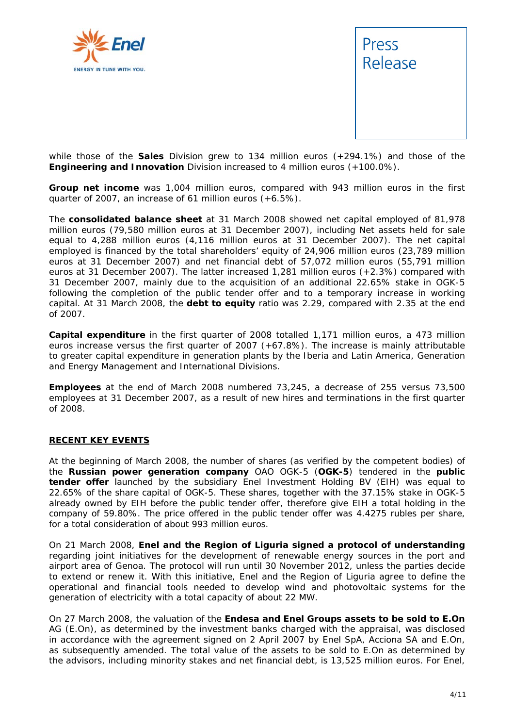while those of the **Sales** Division grew to 134 million euros (+294.1%) and those of the **Engineering and Innovation** Division increased to 4 million euros (+100.0%).

**Group net income** was 1,004 million euros, compared with 943 million euros in the first quarter of 2007, an increase of 61 million euros (+6.5%).

The **consolidated balance sheet** at 31 March 2008 showed net capital employed of 81,978 million euros (79,580 million euros at 31 December 2007), including Net assets held for sale equal to 4,288 million euros (4,116 million euros at 31 December 2007). The net capital employed is financed by the total shareholders' equity of 24,906 million euros (23,789 million euros at 31 December 2007) and net financial debt of 57,072 million euros (55,791 million euros at 31 December 2007). The latter increased 1,281 million euros (+2.3%) compared with 31 December 2007, mainly due to the acquisition of an additional 22.65% stake in OGK-5 following the completion of the public tender offer and to a temporary increase in working capital. At 31 March 2008, the **debt to equity** ratio was 2.29, compared with 2.35 at the end of 2007.

**Capital expenditure** in the first quarter of 2008 totalled 1,171 million euros, a 473 million euros increase versus the first quarter of 2007 (+67.8%). The increase is mainly attributable to greater capital expenditure in generation plants by the Iberia and Latin America, Generation and Energy Management and International Divisions.

**Employees** at the end of March 2008 numbered 73,245, a decrease of 255 versus 73,500 employees at 31 December 2007, as a result of new hires and terminations in the first quarter of 2008.

## RECENT KEY EVENTS

At the beginning of March 2008, the number of shares (as verified by the competent bodies) of the **Russian power generation company** OAO OGK-5 (**OGK-5**) tendered in the **public tender offer** launched by the subsidiary Enel Investment Holding BV (EIH) was equal to 22.65% of the share capital of OGK-5. These shares, together with the 37.15% stake in OGK-5 already owned by EIH before the public tender offer, therefore give EIH a total holding in the company of 59.80%. The price offered in the public tender offer was 4.4275 rubles per share, for a total consideration of about 993 million euros.

On 21 March 2008, **Enel and the Region of Liguria signed a protocol of understanding** regarding joint initiatives for the development of renewable energy sources in the port and airport area of Genoa. The protocol will run until 30 November 2012, unless the parties decide to extend or renew it. With this initiative, Enel and the Region of Liguria agree to define the operational and financial tools needed to develop wind and photovoltaic systems for the generation of electricity with a total capacity of about 22 MW.

On 27 March 2008, the valuation of the **Endesa and Enel Groups assets to be sold to E.On** AG (E.On), as determined by the investment banks charged with the appraisal, was disclosed in accordance with the agreement signed on 2 April 2007 by Enel SpA, Acciona SA and E.On, as subsequently amended. The total value of the assets to be sold to E.On as determined by the advisors, including minority stakes and net financial debt, is 13,525 million euros. For Enel,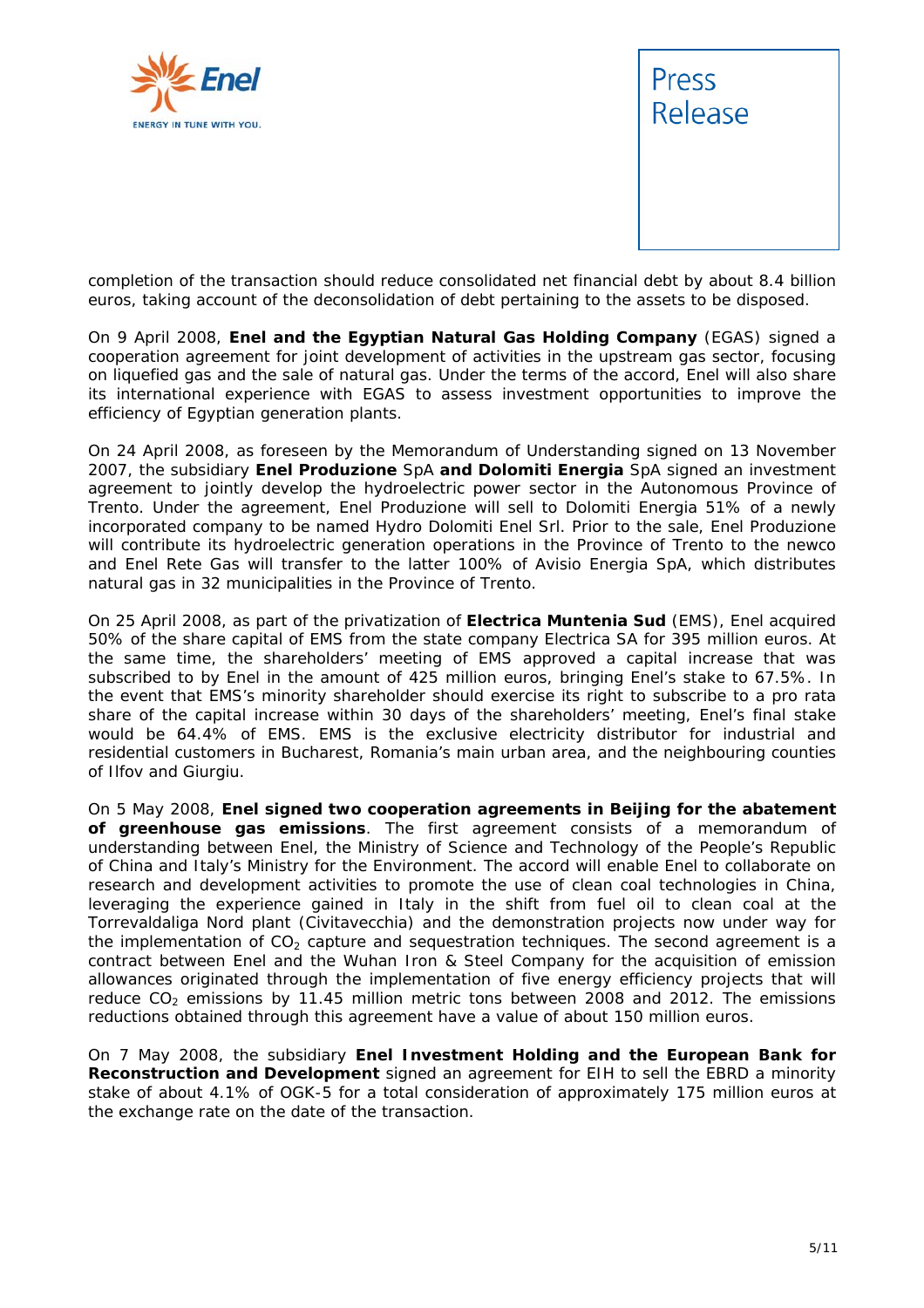completion of the transaction should reduce consolidated net financial debt by about 8.4 billion euros, taking account of the deconsolidation of debt pertaining to the assets to be disposed.

On 9 April 2008, **Enel and the Egyptian Natural Gas Holding Company** (EGAS) signed a cooperation agreement for joint development of activities in the upstream gas sector, focusing on liquefied gas and the sale of natural gas. Under the terms of the accord, Enel will also share its international experience with EGAS to assess investment opportunities to improve the efficiency of Egyptian generation plants.

On 24 April 2008, as foreseen by the Memorandum of Understanding signed on 13 November 2007, the subsidiary **Enel Produzione** SpA **and Dolomiti Energia** SpA signed an investment agreement to jointly develop the hydroelectric power sector in the Autonomous Province of Trento. Under the agreement, Enel Produzione will sell to Dolomiti Energia 51% of a newly incorporated company to be named Hydro Dolomiti Enel Srl. Prior to the sale, Enel Produzione will contribute its hydroelectric generation operations in the Province of Trento to the newco and Enel Rete Gas will transfer to the latter 100% of Avisio Energia SpA, which distributes natural gas in 32 municipalities in the Province of Trento.

On 25 April 2008, as part of the privatization of **Electrica Muntenia Sud** (EMS), Enel acquired 50% of the share capital of EMS from the state company Electrica SA for 395 million euros. At the same time, the shareholders' meeting of EMS approved a capital increase that was subscribed to by Enel in the amount of 425 million euros, bringing Enel's stake to 67.5%. In the event that EMS's minority shareholder should exercise its right to subscribe to a pro rata share of the capital increase within 30 days of the shareholders' meeting, Enel's final stake would be 64.4% of EMS. EMS is the exclusive electricity distributor for industrial and residential customers in Bucharest, Romania's main urban area, and the neighbouring counties of Ilfov and Giurgiu.

On 5 May 2008, **Enel signed two cooperation agreements in Beijing for the abatement of greenhouse gas emissions**. The first agreement consists of a memorandum of understanding between Enel, the Ministry of Science and Technology of the People's Republic of China and Italy's Ministry for the Environment. The accord will enable Enel to collaborate on research and development activities to promote the use of clean coal technologies in China, leveraging the experience gained in Italy in the shift from fuel oil to clean coal at the Torrevaldaliga Nord plant (Civitavecchia) and the demonstration projects now under way for the implementation of $CO_2$ capture and sequestration techniques. The second agreement is a contract between Enel and the Wuhan Iron & Steel Company for the acquisition of emission allowances originated through the implementation of five energy efficiency projects that will reduce $CO_2$ emissions by 11.45 million metric tons between 2008 and 2012. The emissions reductions obtained through this agreement have a value of about 150 million euros.

On 7 May 2008, the subsidiary **Enel Investment Holding and the European Bank for Reconstruction and Development** signed an agreement for EIH to sell the EBRD a minority stake of about 4.1% of OGK-5 for a total consideration of approximately 175 million euros at the exchange rate on the date of the transaction.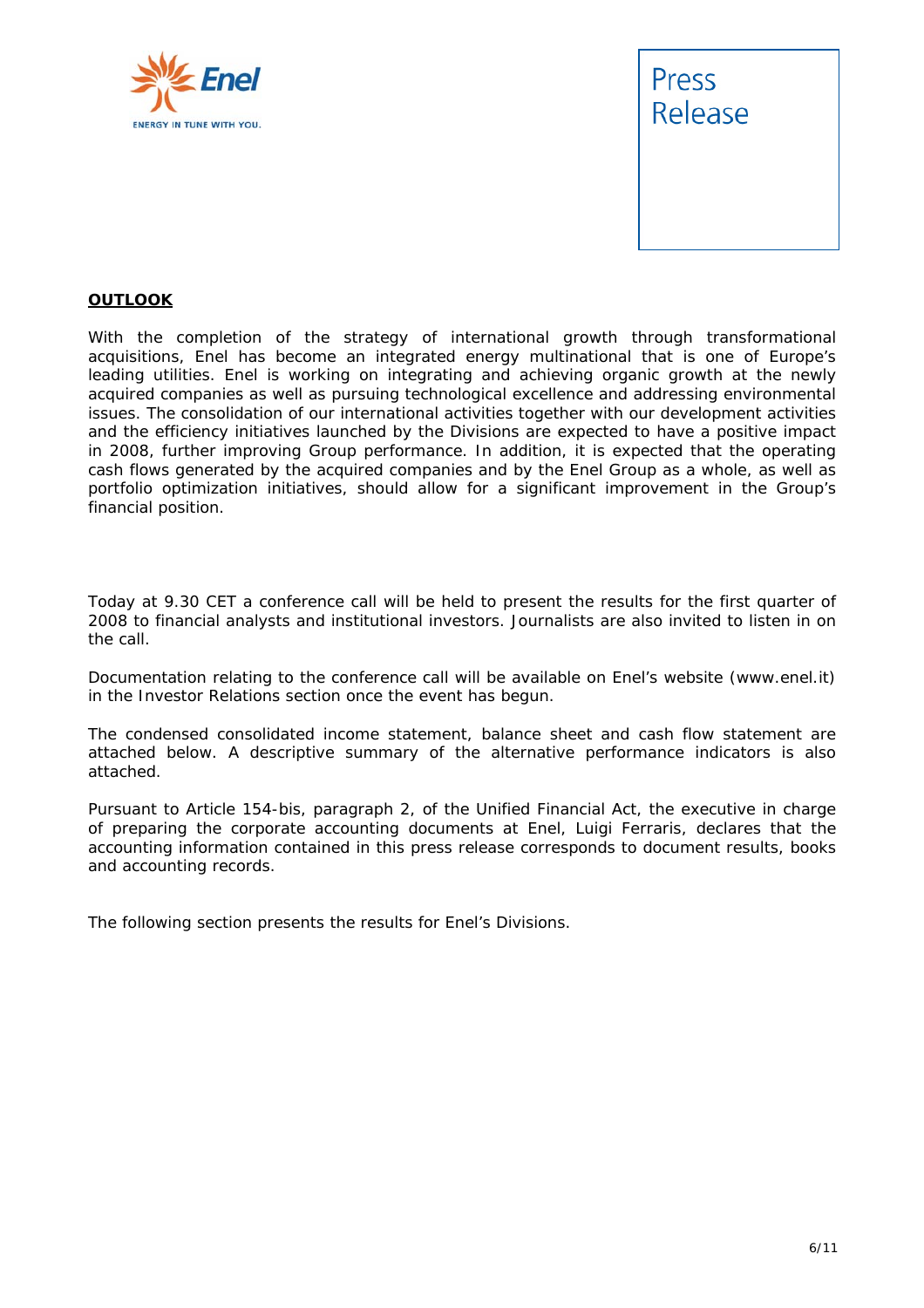## **OUTLOOK**

With the completion of the strategy of international growth through transformational acquisitions, Enel has become an integrated energy multinational that is one of Europe's leading utilities. Enel is working on integrating and achieving organic growth at the newly acquired companies as well as pursuing technological excellence and addressing environmental issues. The consolidation of our international activities together with our development activities and the efficiency initiatives launched by the Divisions are expected to have a positive impact in 2008, further improving Group performance. In addition, it is expected that the operating cash flows generated by the acquired companies and by the Enel Group as a whole, as well as portfolio optimization initiatives, should allow for a significant improvement in the Group's financial position.

Today at 9.30 CET a conference call will be held to present the results for the first quarter of 2008 to financial analysts and institutional investors. Journalists are also invited to listen in on the call.

Documentation relating to the conference call will be available on Enel's website (www.enel.it) in the Investor Relations section once the event has begun.

The condensed consolidated income statement, balance sheet and cash flow statement are attached below. A descriptive summary of the alternative performance indicators is also attached.

Pursuant to Article 154-bis, paragraph 2, of the Unified Financial Act, the executive in charge of preparing the corporate accounting documents at Enel, Luigi Ferraris, declares that the accounting information contained in this press release corresponds to document results, books and accounting records.

The following section presents the results for Enel's Divisions.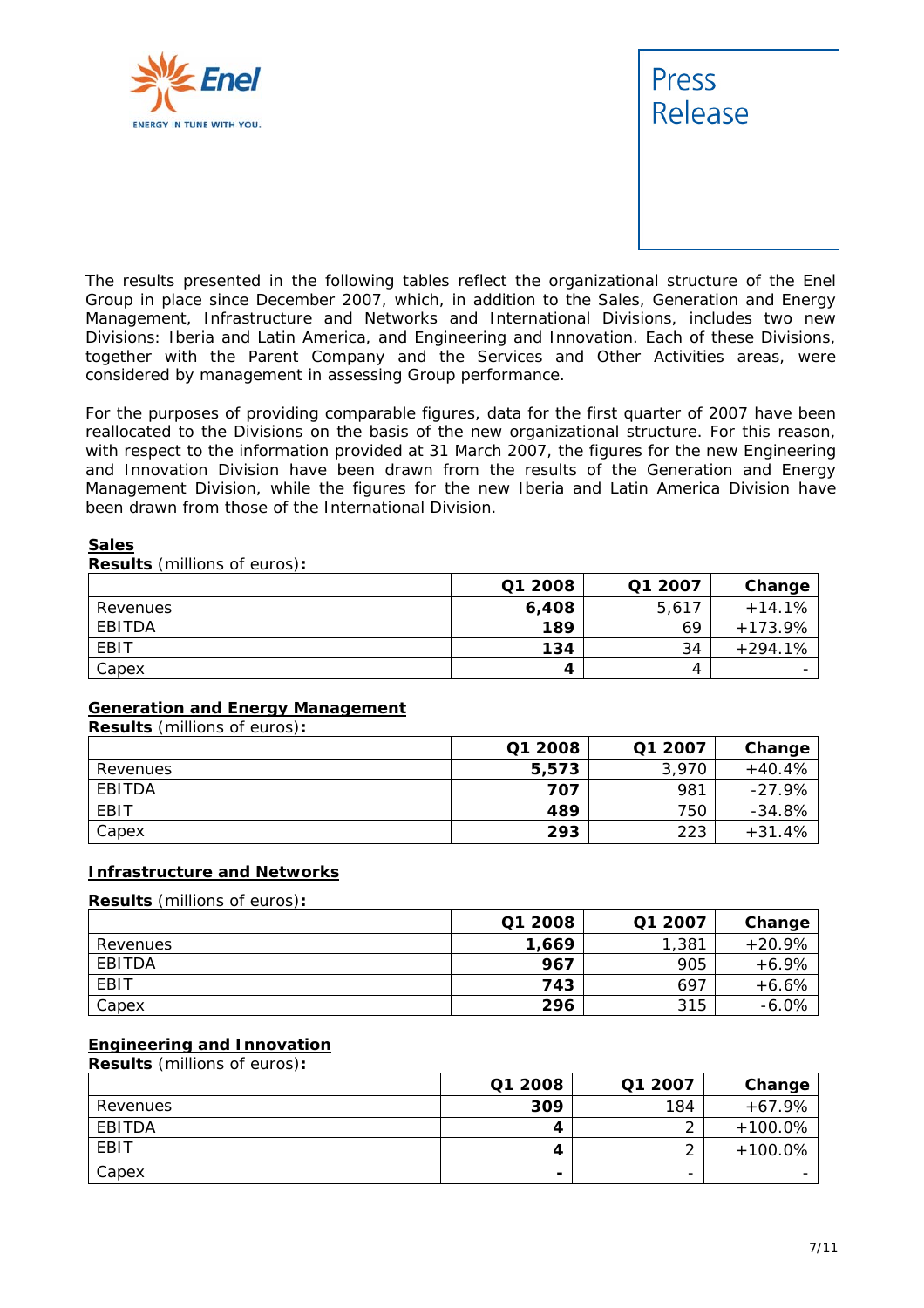The results presented in the following tables reflect the organizational structure of the Enel Group in place since December 2007, which, in addition to the Sales, Generation and Energy Management, Infrastructure and Networks and International Divisions, includes two new Divisions: Iberia and Latin America, and Engineering and Innovation. Each of these Divisions, together with the Parent Company and the Services and Other Activities areas, were considered by management in assessing Group performance.

For the purposes of providing comparable figures, data for the first quarter of 2007 have been reallocated to the Divisions on the basis of the new organizational structure. For this reason, with respect to the information provided at 31 March 2007, the figures for the new Engineering and Innovation Division have been drawn from the results of the Generation and Energy Management Division, while the figures for the new Iberia and Latin America Division have been drawn from those of the International Division.

## Sales

**Results** (millions of euros)**:**

| | Q1 2008 | Q1 2007 | Change |
|---|---|---|---|
| Revenues | **6,408** | 5,617 | +14.1% |
| EBITDA | **189** | 69 | +173.9% |
| EBIT | **134** | 34 | +294.1% |
| Capex | **4** | 4 | - |

## Generation and Energy Management

**Results** (millions of euros)**:**

| | Q1 2008 | Q1 2007 | Change |
|---|---|---|---|
| Revenues | **5,573** | 3,970 | +40.4% |
| EBITDA | **707** | 981 | -27.9% |
| EBIT | **489** | 750 | -34.8% |
| Capex | **293** | 223 | +31.4% |

## Infrastructure and Networks

**Results** (millions of euros)**:**

| | Q1 2008 | Q1 2007 | Change |
|---|---|---|---|
| Revenues | **1,669** | 1,381 | +20.9% |
| EBITDA | **967** | 905 | +6.9% |
| EBIT | **743** | 697 | +6.6% |
| Capex | **296** | 315 | -6.0% |

## Engineering and Innovation

**Results** (millions of euros)**:**

| | Q1 2008 | Q1 2007 | Change |
|---|---|---|---|
| Revenues | **309** | 184 | +67.9% |
| EBITDA | **4** | 2 | +100.0% |
| EBIT | **4** | 2 | +100.0% |
| Capex | **-** | - | - |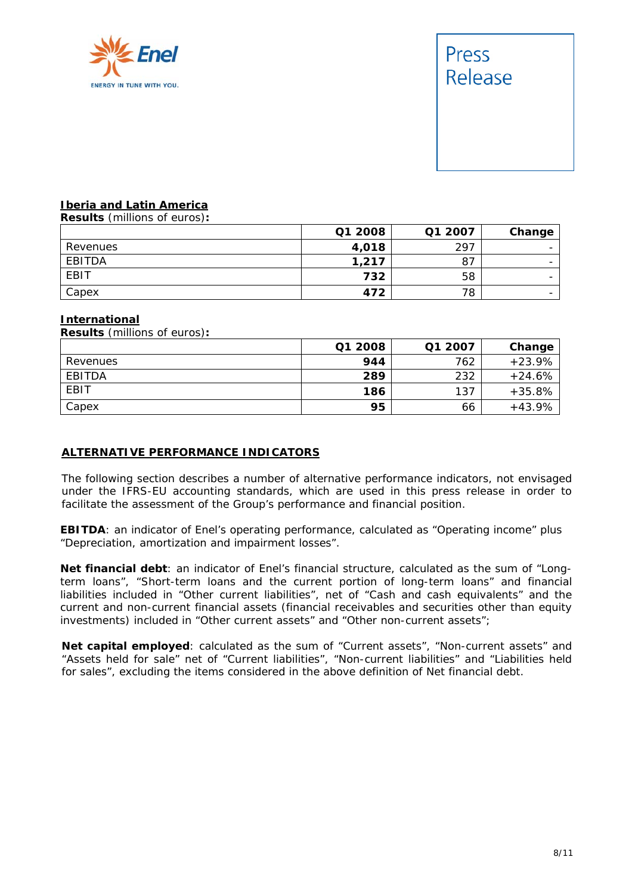**Iberia and Latin America**

**Results** (millions of euros)**:**

| | Q1 2008 | Q1 2007 | Change |
|---|---|---|---|
| Revenues | **4,018** | 297 | - |
| EBITDA | **1,217** | 87 | - |
| EBIT | **732** | 58 | - |
| Capex | **472** | 78 | - |

**International**

**Results** (millions of euros)**:**

| | Q1 2008 | Q1 2007 | Change |
|---|---|---|---|
| Revenues | **944** | 762 | +23.9% |
| EBITDA | **289** | 232 | +24.6% |
| EBIT | **186** | 137 | +35.8% |
| Capex | **95** | 66 | +43.9% |

## ALTERNATIVE PERFORMANCE INDICATORS

The following section describes a number of alternative performance indicators, not envisaged under the IFRS-EU accounting standards, which are used in this press release in order to facilitate the assessment of the Group's performance and financial position.

**EBITDA**: an indicator of Enel's operating performance, calculated as "Operating income" plus "Depreciation, amortization and impairment losses".

**Net financial debt**: an indicator of Enel's financial structure, calculated as the sum of "Long-term loans", "Short-term loans and the current portion of long-term loans" and financial liabilities included in "Other current liabilities", net of "Cash and cash equivalents" and the current and non-current financial assets (financial receivables and securities other than equity investments) included in "Other current assets" and "Other non-current assets";

**Net capital employed**: calculated as the sum of "Current assets", "Non-current assets" and "Assets held for sale" net of "Current liabilities", "Non-current liabilities" and "Liabilities held for sales", excluding the items considered in the above definition of Net financial debt.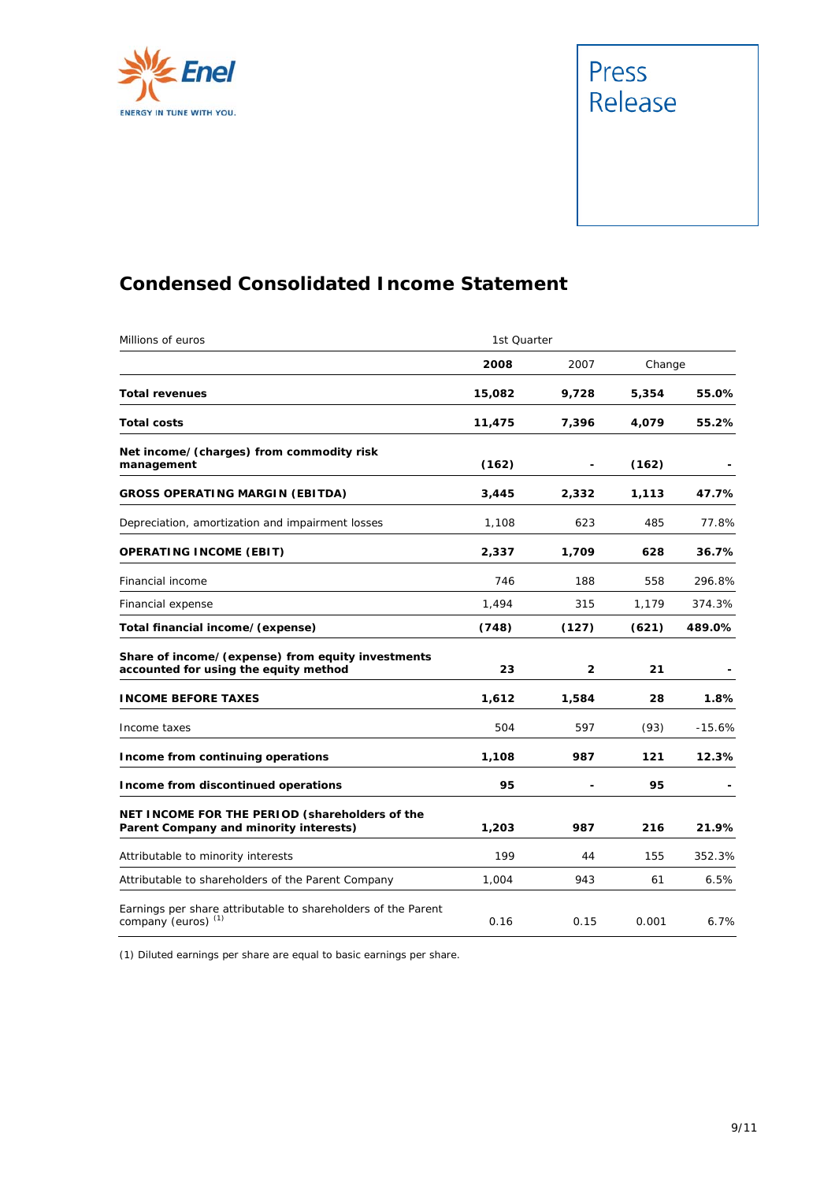Press Release

## Condensed Consolidated Income Statement

| Millions of euros | 1st Quarter | | | |
|---|---|---|---|---|
| | **2008** | 2007 | Change | |
| **Total revenues** | **15,082** | **9,728** | **5,354** | **55.0%** |
| **Total costs** | **11,475** | **7,396** | **4,079** | **55.2%** |
| **Net income/(charges) from commodity risk management** | **(162)** | **-** | **(162)** | **-** |
| **GROSS OPERATING MARGIN (EBITDA)** | **3,445** | **2,332** | **1,113** | **47.7%** |
| Depreciation, amortization and impairment losses | 1,108 | 623 | 485 | 77.8% |
| **OPERATING INCOME (EBIT)** | **2,337** | **1,709** | **628** | **36.7%** |
| Financial income | 746 | 188 | 558 | 296.8% |
| Financial expense | 1,494 | 315 | 1,179 | 374.3% |
| **Total financial income/(expense)** | **(748)** | **(127)** | **(621)** | **489.0%** |
| **Share of income/(expense) from equity investments accounted for using the equity method** | **23** | **2** | **21** | **-** |
| **INCOME BEFORE TAXES** | **1,612** | **1,584** | **28** | **1.8%** |
| Income taxes | 504 | 597 | (93) | -15.6% |
| **Income from continuing operations** | **1,108** | **987** | **121** | **12.3%** |
| **Income from discontinued operations** | **95** | **-** | **95** | **-** |
| **NET INCOME FOR THE PERIOD (shareholders of the Parent Company and minority interests)** | **1,203** | **987** | **216** | **21.9%** |
| Attributable to minority interests | 199 | 44 | 155 | 352.3% |
| Attributable to shareholders of the Parent Company | 1,004 | 943 | 61 | 6.5% |
| Earnings per share attributable to shareholders of the Parent company (euros) [(1)] | 0.16 | 0.15 | 0.001 | 6.7% |

(1) Diluted earnings per share are equal to basic earnings per share.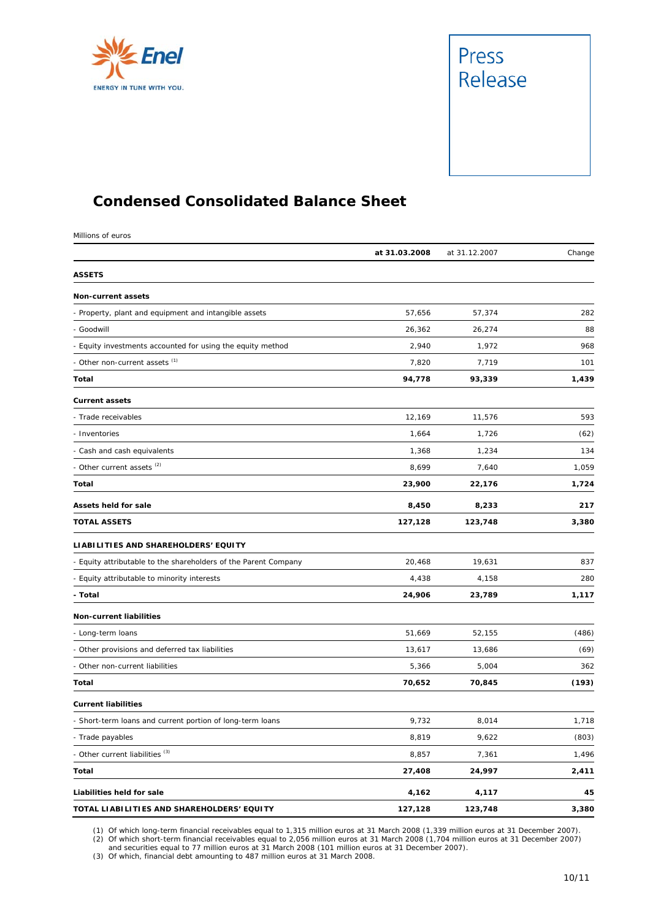## Condensed Consolidated Balance Sheet

Millions of euros

| | at 31.03.2008 | at 31.12.2007 | Change |
|---|---|---|---|
| **ASSETS** | | | |
| **Non-current assets** | | | |
| - Property, plant and equipment and intangible assets | 57,656 | 57,374 | 282 |
| - Goodwill | 26,362 | 26,274 | 88 |
| - Equity investments accounted for using the equity method | 2,940 | 1,972 | 968 |
| - Other non-current assets (1) | 7,820 | 7,719 | 101 |
| **Total** | **94,778** | **93,339** | **1,439** |
| **Current assets** | | | |
| - Trade receivables | 12,169 | 11,576 | 593 |
| - Inventories | 1,664 | 1,726 | (62) |
| - Cash and cash equivalents | 1,368 | 1,234 | 134 |
| - Other current assets (2) | 8,699 | 7,640 | 1,059 |
| **Total** | **23,900** | **22,176** | **1,724** |
| **Assets held for sale** | **8,450** | **8,233** | **217** |
| **TOTAL ASSETS** | **127,128** | **123,748** | **3,380** |
| **LIABILITIES AND SHAREHOLDERS' EQUITY** | | | |
| - Equity attributable to the shareholders of the Parent Company | 20,468 | 19,631 | 837 |
| - Equity attributable to minority interests | 4,438 | 4,158 | 280 |
| **- Total** | **24,906** | **23,789** | **1,117** |
| **Non-current liabilities** | | | |
| - Long-term loans | 51,669 | 52,155 | (486) |
| - Other provisions and deferred tax liabilities | 13,617 | 13,686 | (69) |
| - Other non-current liabilities | 5,366 | 5,004 | 362 |
| **Total** | **70,652** | **70,845** | **(193)** |
| **Current liabilities** | | | |
| - Short-term loans and current portion of long-term loans | 9,732 | 8,014 | 1,718 |
| - Trade payables | 8,819 | 9,622 | (803) |
| - Other current liabilities (3) | 8,857 | 7,361 | 1,496 |
| **Total** | **27,408** | **24,997** | **2,411** |
| **Liabilities held for sale** | **4,162** | **4,117** | **45** |
| **TOTAL LIABILITIES AND SHAREHOLDERS' EQUITY** | **127,128** | **123,748** | **3,380** |

(1) Of which long-term financial receivables equal to 1,315 million euros at 31 March 2008 (1,339 million euros at 31 December 2007).
(2) Of which short-term financial receivables equal to 2,056 million euros at 31 March 2008 (1,704 million euros at 31 December 2007) and securities equal to 77 million euros at 31 March 2008 (101 million euros at 31 December 2007).
(3) Of which, financial debt amounting to 487 million euros at 31 March 2008.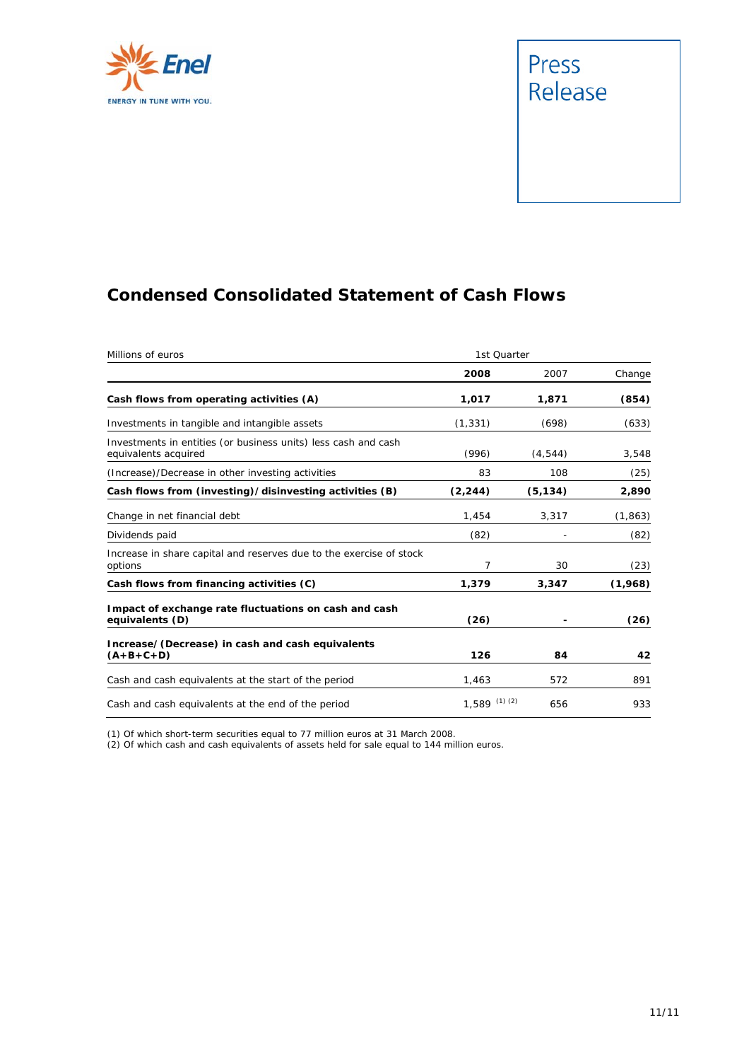## Condensed Consolidated Statement of Cash Flows

| Millions of euros | 1st Quarter | | |
|---|---|---|---|
| | **2008** | 2007 | Change |
| **Cash flows from operating activities (A)** | **1,017** | **1,871** | **(854)** |
| Investments in tangible and intangible assets | (1,331) | (698) | (633) |
| Investments in entities (or business units) less cash and cash equivalents acquired | (996) | (4,544) | 3,548 |
| (Increase)/Decrease in other investing activities | 83 | 108 | (25) |
| **Cash flows from (investing)/disinvesting activities (B)** | **(2,244)** | **(5,134)** | **2,890** |
| Change in net financial debt | 1,454 | 3,317 | (1,863) |
| Dividends paid | (82) | - | (82) |
| Increase in share capital and reserves due to the exercise of stock options | 7 | 30 | (23) |
| **Cash flows from financing activities (C)** | **1,379** | **3,347** | **(1,968)** |
| **Impact of exchange rate fluctuations on cash and cash equivalents (D)** | **(26)** | **-** | **(26)** |
| **Increase/(Decrease) in cash and cash equivalents (A+B+C+D)** | **126** | **84** | **42** |
| Cash and cash equivalents at the start of the period | 1,463 | 572 | 891 |
| Cash and cash equivalents at the end of the period | 1,589 (1) (2) | 656 | 933 |

(1) Of which short-term securities equal to 77 million euros at 31 March 2008.
(2) Of which cash and cash equivalents of assets held for sale equal to 144 million euros.